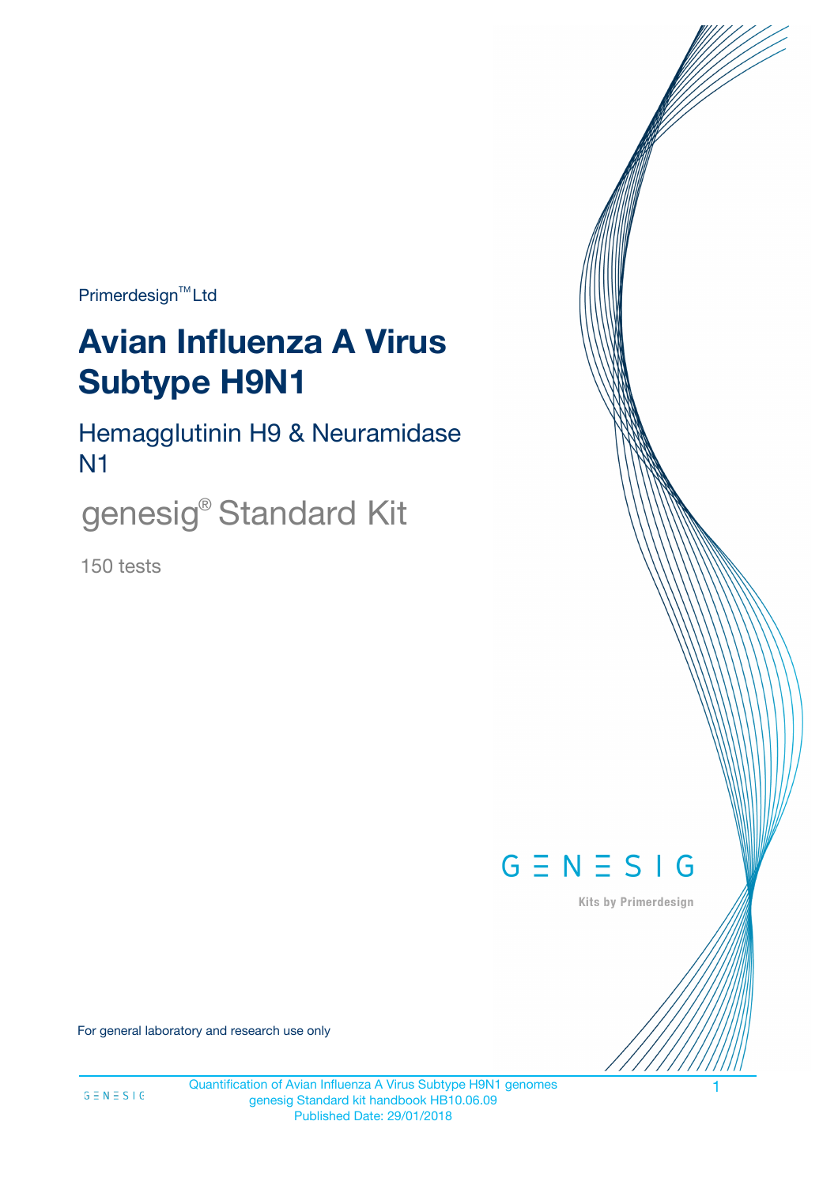Primerdesign™ Ltd

# Avian Influenza A Virus Subtype H9N1

## Hemagglutinin H9 & Neuramidase N1

genesig® Standard Kit

150 tests

GENESIG

Kits by Primerdesign

For general laboratory and research use only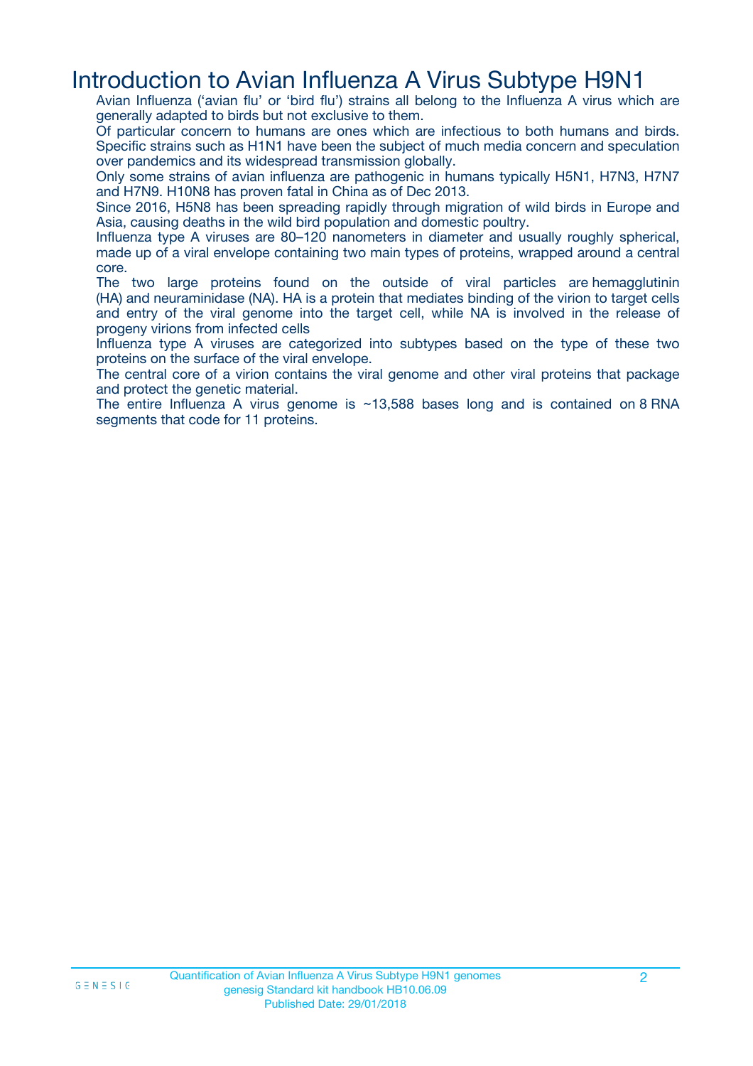# Introduction to Avian Influenza A Virus Subtype H9N1

Avian Influenza ('avian flu' or 'bird flu') strains all belong to the Influenza A virus which are generally adapted to birds but not exclusive to them.

Of particular concern to humans are ones which are infectious to both humans and birds. Specific strains such as H1N1 have been the subject of much media concern and speculation over pandemics and its widespread transmission globally.

Only some strains of avian influenza are pathogenic in humans typically H5N1, H7N3, H7N7 and H7N9. H10N8 has proven fatal in China as of Dec 2013.

Since 2016, H5N8 has been spreading rapidly through migration of wild birds in Europe and Asia, causing deaths in the wild bird population and domestic poultry.

Influenza type A viruses are 80–120 nanometers in diameter and usually roughly spherical, made up of a viral envelope containing two main types of proteins, wrapped around a central core.

The two large proteins found on the outside of viral particles are hemagglutinin (HA) and neuraminidase (NA). HA is a protein that mediates binding of the virion to target cells and entry of the viral genome into the target cell, while NA is involved in the release of progeny virions from infected cells

Influenza type A viruses are categorized into subtypes based on the type of these two proteins on the surface of the viral envelope.

The central core of a virion contains the viral genome and other viral proteins that package and protect the genetic material.

The entire Influenza A virus genome is ~13,588 bases long and is contained on 8 RNA segments that code for 11 proteins.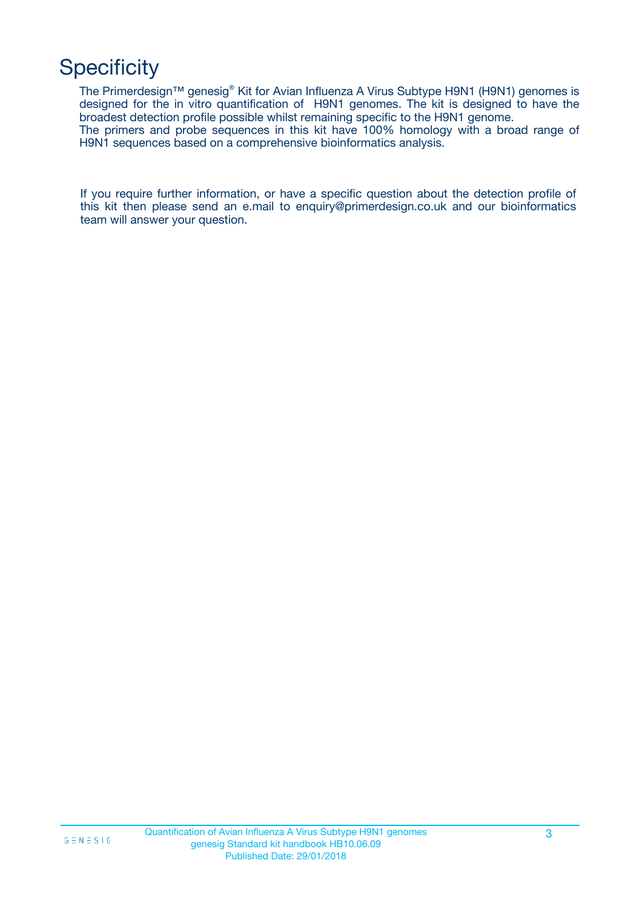# Specificity

The Primerdesign™ genesig® Kit for Avian Influenza A Virus Subtype H9N1 (H9N1) genomes is designed for the in vitro quantification of H9N1 genomes. The kit is designed to have the broadest detection profile possible whilst remaining specific to the H9N1 genome.
The primers and probe sequences in this kit have 100% homology with a broad range of H9N1 sequences based on a comprehensive bioinformatics analysis.

If you require further information, or have a specific question about the detection profile of this kit then please send an e.mail to enquiry@primerdesign.co.uk and our bioinformatics team will answer your question.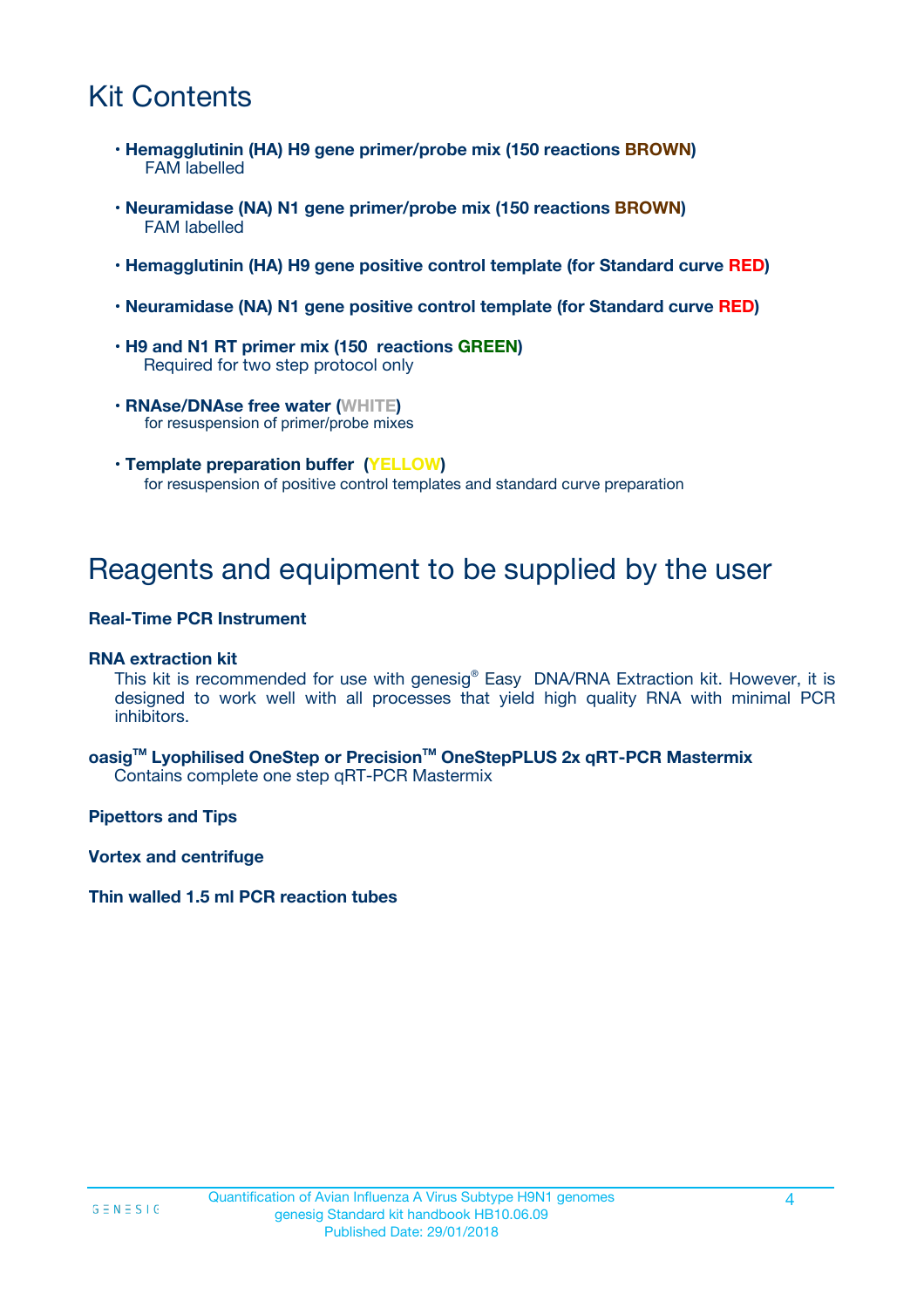# Kit Contents

- **Hemagglutinin (HA) H9 gene primer/probe mix (150 reactions BROWN)**
  FAM labelled
- **Neuramidase (NA) N1 gene primer/probe mix (150 reactions BROWN)**
  FAM labelled
- **Hemagglutinin (HA) H9 gene positive control template (for Standard curve RED)**
- **Neuramidase (NA) N1 gene positive control template (for Standard curve RED)**
- **H9 and N1 RT primer mix (150 reactions GREEN)**
  Required for two step protocol only
- **RNAse/DNAse free water (WHITE)**
  for resuspension of primer/probe mixes
- **Template preparation buffer (YELLOW)**
  for resuspension of positive control templates and standard curve preparation

# Reagents and equipment to be supplied by the user

**Real-Time PCR Instrument**

**RNA extraction kit**
This kit is recommended for use with genesig® Easy DNA/RNA Extraction kit. However, it is designed to work well with all processes that yield high quality RNA with minimal PCR inhibitors.

**oasig™ Lyophilised OneStep or Precision™ OneStepPLUS 2x qRT-PCR Mastermix**
Contains complete one step qRT-PCR Mastermix

**Pipettors and Tips**

**Vortex and centrifuge**

**Thin walled 1.5 ml PCR reaction tubes**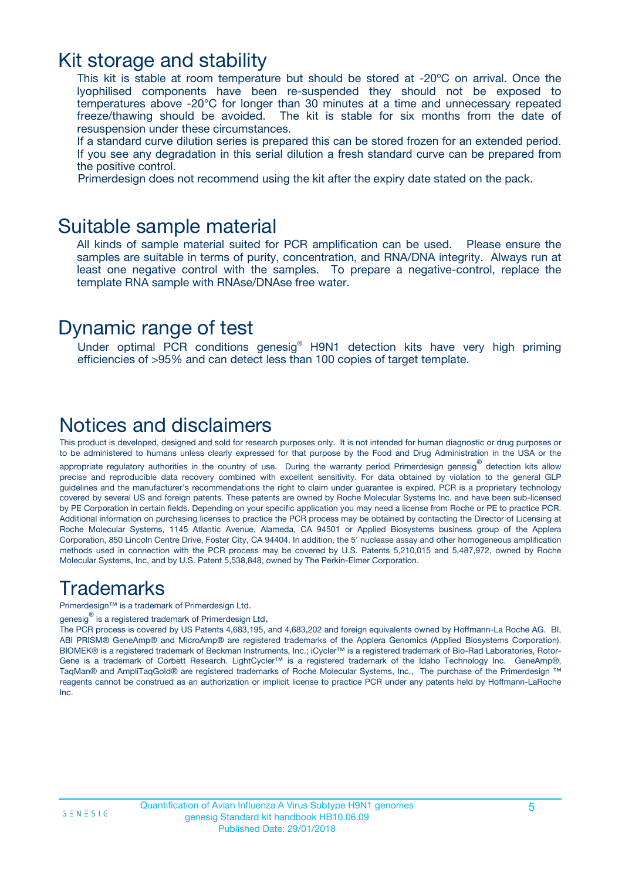# Kit storage and stability

This kit is stable at room temperature but should be stored at -20ºC on arrival. Once the lyophilised components have been re-suspended they should not be exposed to temperatures above -20°C for longer than 30 minutes at a time and unnecessary repeated freeze/thawing should be avoided. The kit is stable for six months from the date of resuspension under these circumstances.

If a standard curve dilution series is prepared this can be stored frozen for an extended period. If you see any degradation in this serial dilution a fresh standard curve can be prepared from the positive control.

Primerdesign does not recommend using the kit after the expiry date stated on the pack.

# Suitable sample material

All kinds of sample material suited for PCR amplification can be used. Please ensure the samples are suitable in terms of purity, concentration, and RNA/DNA integrity. Always run at least one negative control with the samples. To prepare a negative-control, replace the template RNA sample with RNAse/DNAse free water.

# Dynamic range of test

Under optimal PCR conditions genesig® H9N1 detection kits have very high priming efficiencies of >95% and can detect less than 100 copies of target template.

# Notices and disclaimers

This product is developed, designed and sold for research purposes only. It is not intended for human diagnostic or drug purposes or to be administered to humans unless clearly expressed for that purpose by the Food and Drug Administration in the USA or the appropriate regulatory authorities in the country of use. During the warranty period Primerdesign genesig® detection kits allow precise and reproducible data recovery combined with excellent sensitivity. For data obtained by violation to the general GLP guidelines and the manufacturer's recommendations the right to claim under guarantee is expired. PCR is a proprietary technology covered by several US and foreign patents. These patents are owned by Roche Molecular Systems Inc. and have been sub-licensed by PE Corporation in certain fields. Depending on your specific application you may need a license from Roche or PE to practice PCR. Additional information on purchasing licenses to practice the PCR process may be obtained by contacting the Director of Licensing at Roche Molecular Systems, 1145 Atlantic Avenue, Alameda, CA 94501 or Applied Biosystems business group of the Applera Corporation, 850 Lincoln Centre Drive, Foster City, CA 94404. In addition, the 5' nuclease assay and other homogeneous amplification methods used in connection with the PCR process may be covered by U.S. Patents 5,210,015 and 5,487,972, owned by Roche Molecular Systems, Inc, and by U.S. Patent 5,538,848, owned by The Perkin-Elmer Corporation.

# Trademarks

Primerdesign™ is a trademark of Primerdesign Ltd.

genesig® is a registered trademark of Primerdesign Ltd.

The PCR process is covered by US Patents 4,683,195, and 4,683,202 and foreign equivalents owned by Hoffmann-La Roche AG. BI, ABI PRISM® GeneAmp® and MicroAmp® are registered trademarks of the Applera Genomics (Applied Biosystems Corporation). BIOMEK® is a registered trademark of Beckman Instruments, Inc.; iCycler™ is a registered trademark of Bio-Rad Laboratories, Rotor-Gene is a trademark of Corbett Research. LightCycler™ is a registered trademark of the Idaho Technology Inc. GeneAmp®, TaqMan® and AmpliTaqGold® are registered trademarks of Roche Molecular Systems, Inc., The purchase of the Primerdesign ™ reagents cannot be construed as an authorization or implicit license to practice PCR under any patents held by Hoffmann-LaRoche Inc.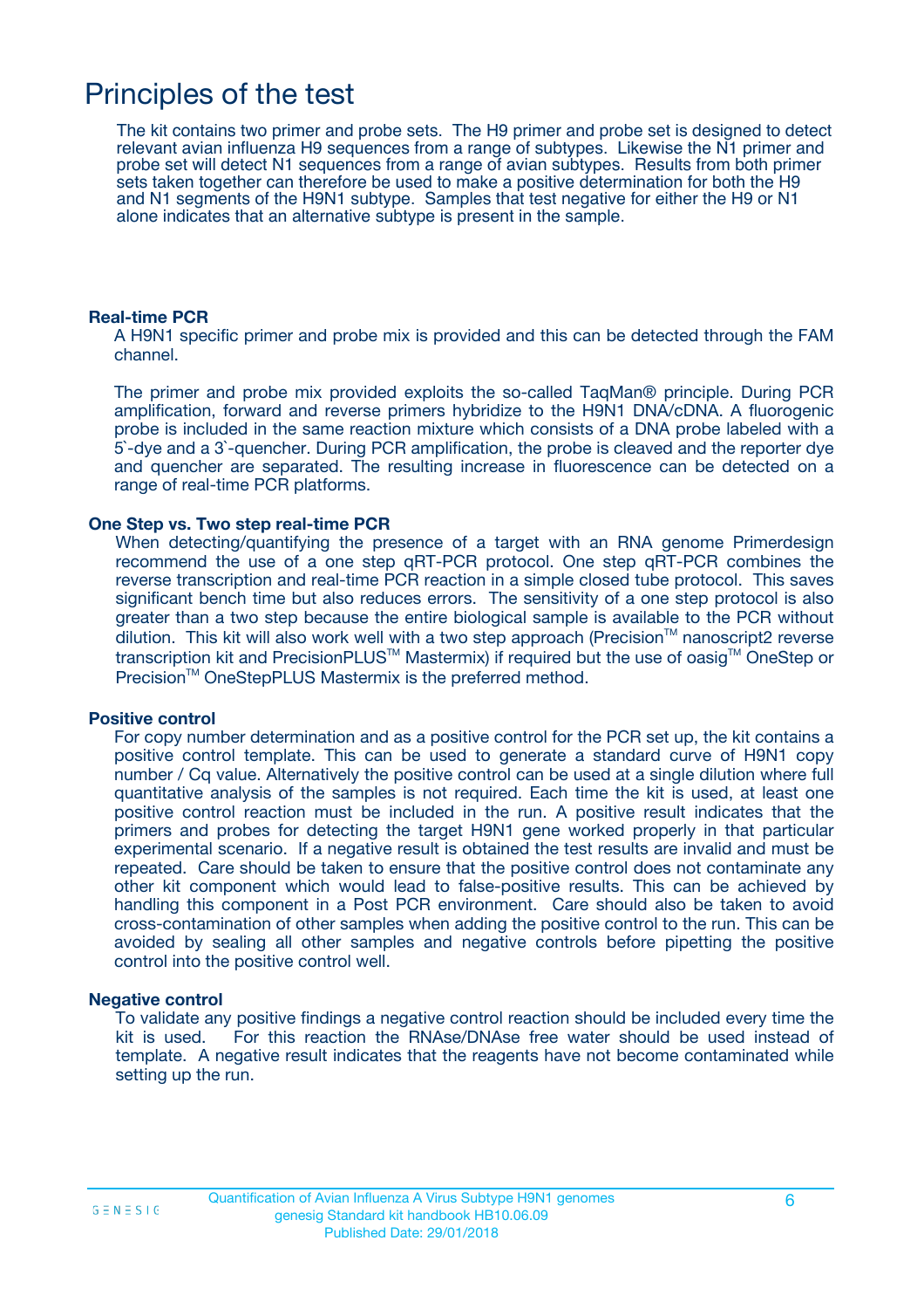# Principles of the test

The kit contains two primer and probe sets. The H9 primer and probe set is designed to detect relevant avian influenza H9 sequences from a range of subtypes. Likewise the N1 primer and probe set will detect N1 sequences from a range of avian subtypes. Results from both primer sets taken together can therefore be used to make a positive determination for both the H9 and N1 segments of the H9N1 subtype. Samples that test negative for either the H9 or N1 alone indicates that an alternative subtype is present in the sample.

**Real-time PCR**

A H9N1 specific primer and probe mix is provided and this can be detected through the FAM channel.

The primer and probe mix provided exploits the so-called TaqMan® principle. During PCR amplification, forward and reverse primers hybridize to the H9N1 DNA/cDNA. A fluorogenic probe is included in the same reaction mixture which consists of a DNA probe labeled with a 5`-dye and a 3`-quencher. During PCR amplification, the probe is cleaved and the reporter dye and quencher are separated. The resulting increase in fluorescence can be detected on a range of real-time PCR platforms.

**One Step vs. Two step real-time PCR**

When detecting/quantifying the presence of a target with an RNA genome Primerdesign recommend the use of a one step qRT-PCR protocol. One step qRT-PCR combines the reverse transcription and real-time PCR reaction in a simple closed tube protocol. This saves significant bench time but also reduces errors. The sensitivity of a one step protocol is also greater than a two step because the entire biological sample is available to the PCR without dilution. This kit will also work well with a two step approach (Precision™ nanoscript2 reverse transcription kit and PrecisionPLUS™ Mastermix) if required but the use of oasig™ OneStep or Precision™ OneStepPLUS Mastermix is the preferred method.

**Positive control**

For copy number determination and as a positive control for the PCR set up, the kit contains a positive control template. This can be used to generate a standard curve of H9N1 copy number / Cq value. Alternatively the positive control can be used at a single dilution where full quantitative analysis of the samples is not required. Each time the kit is used, at least one positive control reaction must be included in the run. A positive result indicates that the primers and probes for detecting the target H9N1 gene worked properly in that particular experimental scenario. If a negative result is obtained the test results are invalid and must be repeated. Care should be taken to ensure that the positive control does not contaminate any other kit component which would lead to false-positive results. This can be achieved by handling this component in a Post PCR environment. Care should also be taken to avoid cross-contamination of other samples when adding the positive control to the run. This can be avoided by sealing all other samples and negative controls before pipetting the positive control into the positive control well.

**Negative control**

To validate any positive findings a negative control reaction should be included every time the kit is used. For this reaction the RNAse/DNAse free water should be used instead of template. A negative result indicates that the reagents have not become contaminated while setting up the run.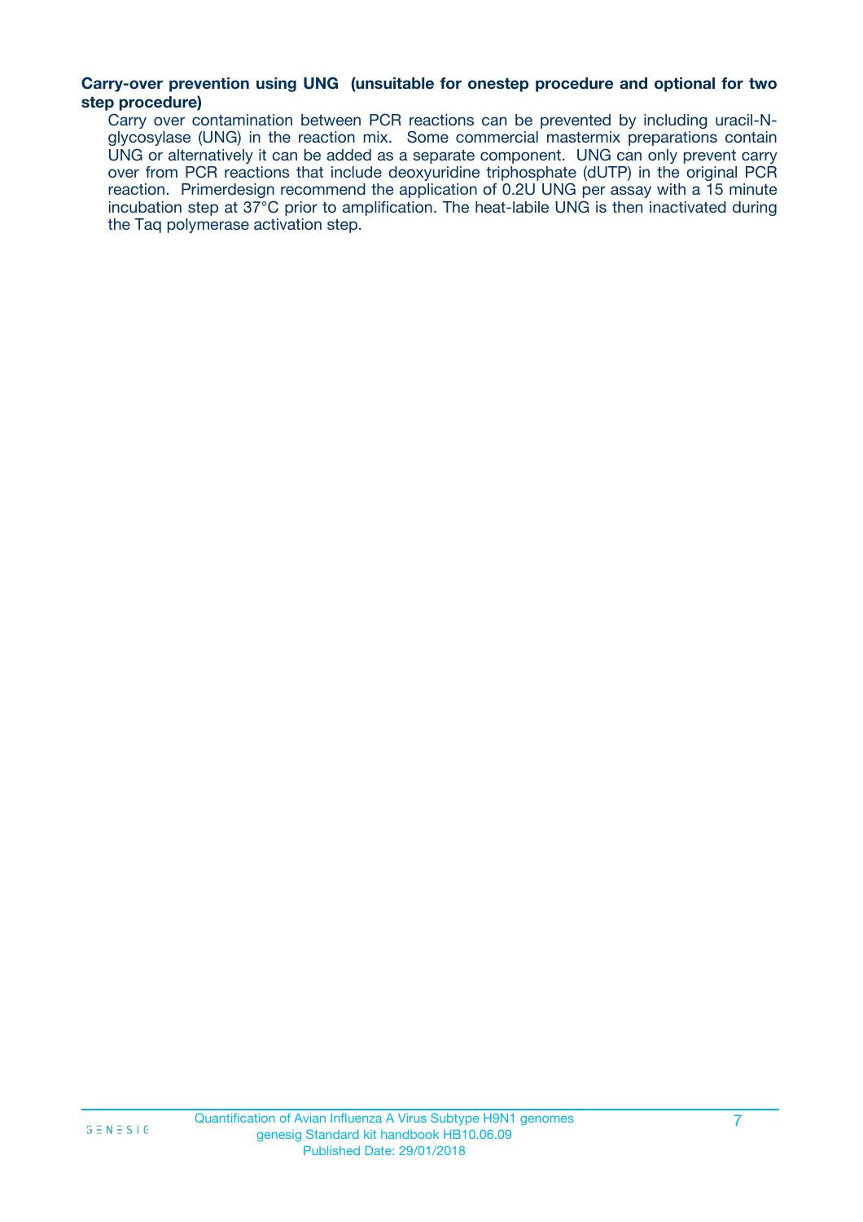**Carry-over prevention using UNG (unsuitable for onestep procedure and optional for two step procedure)**

Carry over contamination between PCR reactions can be prevented by including uracil-N-glycosylase (UNG) in the reaction mix. Some commercial mastermix preparations contain UNG or alternatively it can be added as a separate component. UNG can only prevent carry over from PCR reactions that include deoxyuridine triphosphate (dUTP) in the original PCR reaction. Primerdesign recommend the application of 0.2U UNG per assay with a 15 minute incubation step at 37°C prior to amplification. The heat-labile UNG is then inactivated during the Taq polymerase activation step.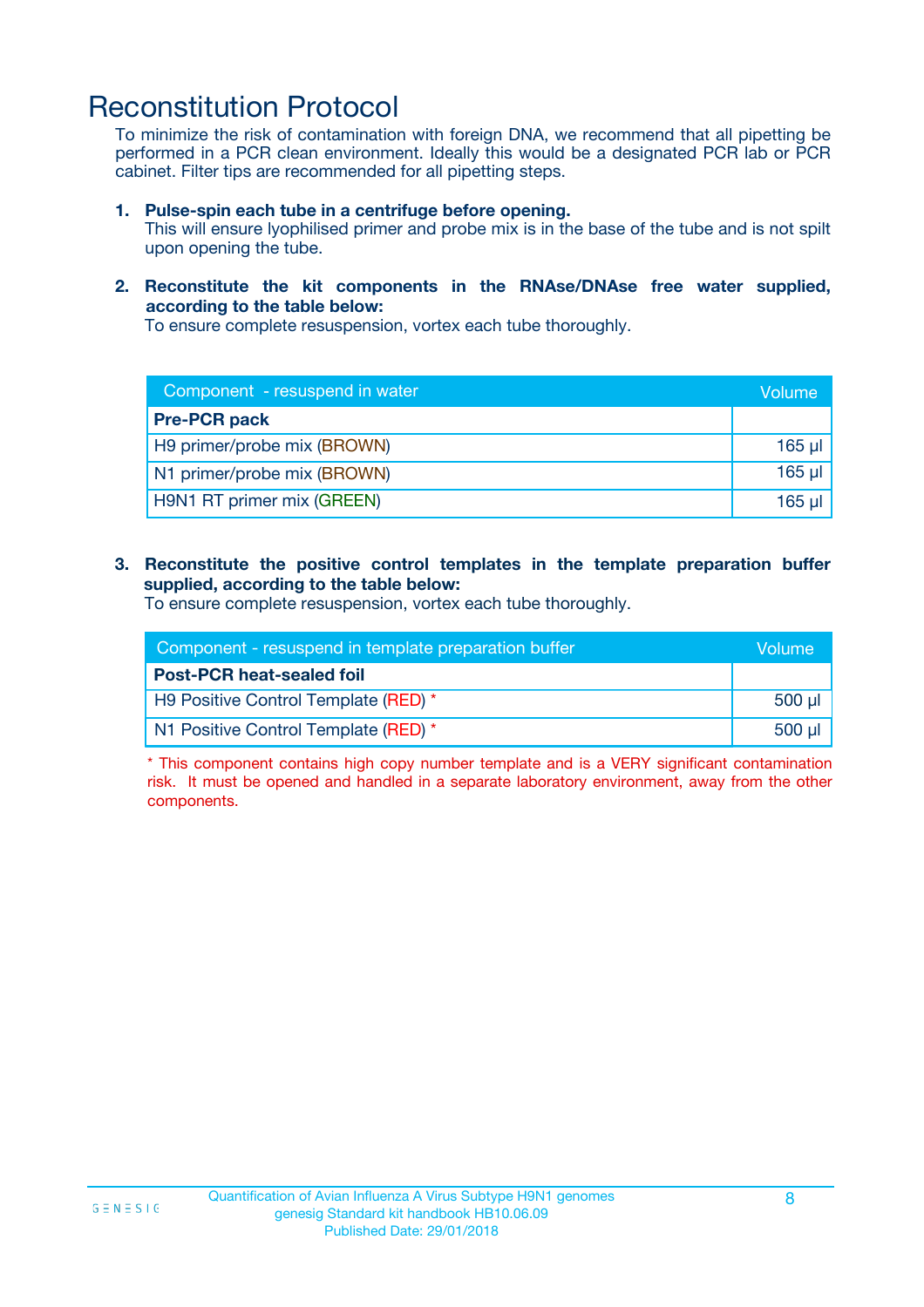# Reconstitution Protocol

To minimize the risk of contamination with foreign DNA, we recommend that all pipetting be performed in a PCR clean environment. Ideally this would be a designated PCR lab or PCR cabinet. Filter tips are recommended for all pipetting steps.

1. **Pulse-spin each tube in a centrifuge before opening.**
   This will ensure lyophilised primer and probe mix is in the base of the tube and is not spilt upon opening the tube.

2. **Reconstitute the kit components in the RNAse/DNAse free water supplied, according to the table below:**
   To ensure complete resuspension, vortex each tube thoroughly.

| Component - resuspend in water | Volume |
|---|---|
| **Pre-PCR pack** | |
| H9 primer/probe mix (BROWN) | 165 µl |
| N1 primer/probe mix (BROWN) | 165 µl |
| H9N1 RT primer mix (GREEN) | 165 µl |

3. **Reconstitute the positive control templates in the template preparation buffer supplied, according to the table below:**
   To ensure complete resuspension, vortex each tube thoroughly.

| Component - resuspend in template preparation buffer | Volume |
|---|---|
| **Post-PCR heat-sealed foil** | |
| H9 Positive Control Template (RED) * | 500 µl |
| N1 Positive Control Template (RED) * | 500 µl |

* This component contains high copy number template and is a VERY significant contamination risk. It must be opened and handled in a separate laboratory environment, away from the other components.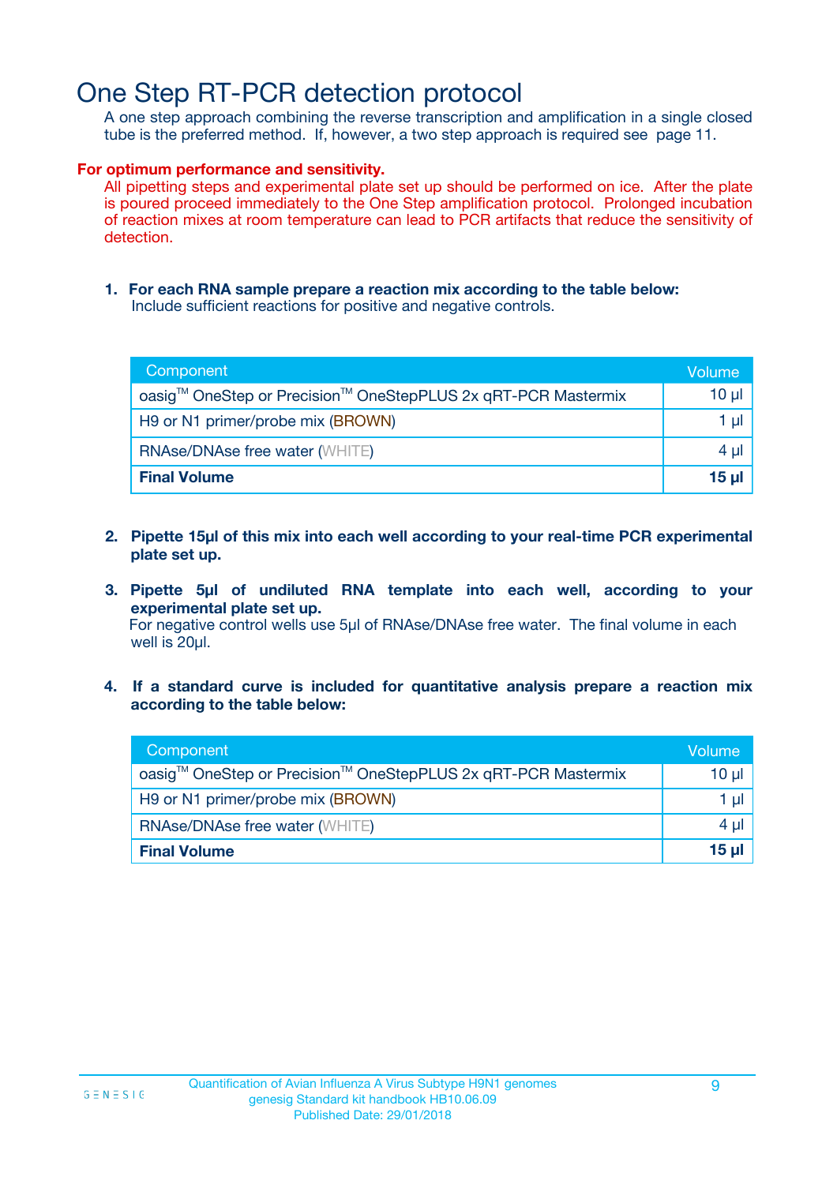# One Step RT-PCR detection protocol

A one step approach combining the reverse transcription and amplification in a single closed tube is the preferred method. If, however, a two step approach is required see page 11.

**For optimum performance and sensitivity.**

All pipetting steps and experimental plate set up should be performed on ice. After the plate is poured proceed immediately to the One Step amplification protocol. Prolonged incubation of reaction mixes at room temperature can lead to PCR artifacts that reduce the sensitivity of detection.

1. **For each RNA sample prepare a reaction mix according to the table below:**
   Include sufficient reactions for positive and negative controls.

| Component | Volume |
|---|---|
| oasig™ OneStep or Precision™ OneStepPLUS 2x qRT-PCR Mastermix | 10 µl |
| H9 or N1 primer/probe mix (BROWN) | 1 µl |
| RNAse/DNAse free water (WHITE) | 4 µl |
| **Final Volume** | **15 µl** |

2. **Pipette 15µl of this mix into each well according to your real-time PCR experimental plate set up.**

3. **Pipette 5µl of undiluted RNA template into each well, according to your experimental plate set up.**
   For negative control wells use 5µl of RNAse/DNAse free water. The final volume in each well is 20µl.

4. **If a standard curve is included for quantitative analysis prepare a reaction mix according to the table below:**

| Component | Volume |
|---|---|
| oasig™ OneStep or Precision™ OneStepPLUS 2x qRT-PCR Mastermix | 10 µl |
| H9 or N1 primer/probe mix (BROWN) | 1 µl |
| RNAse/DNAse free water (WHITE) | 4 µl |
| **Final Volume** | **15 µl** |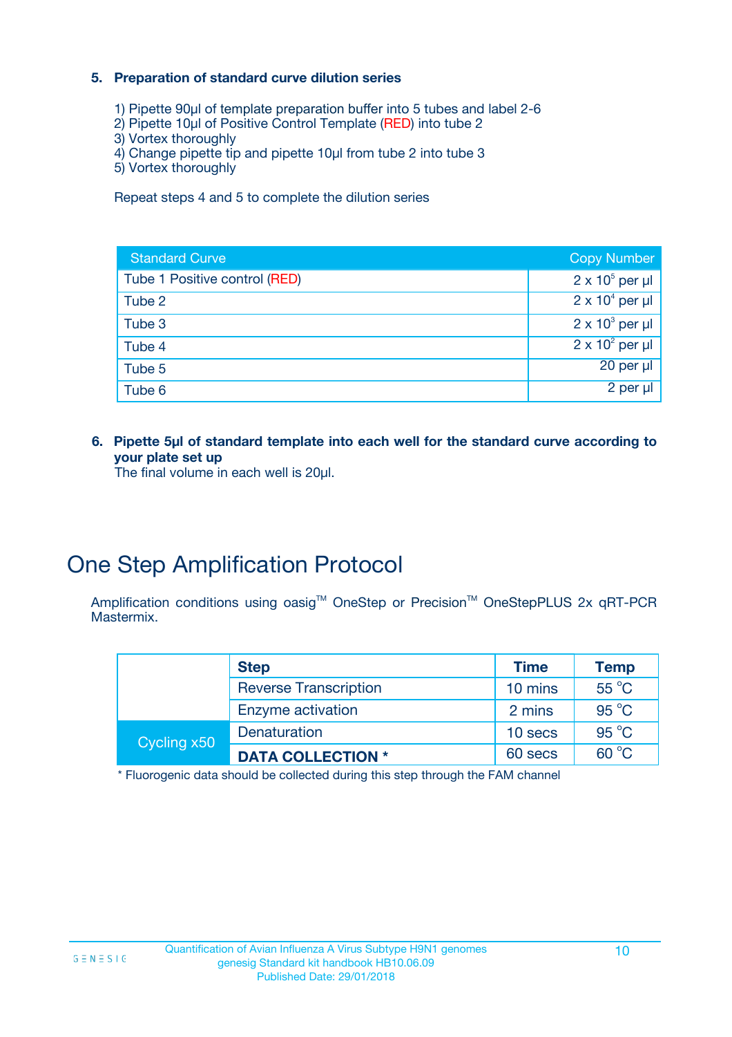5. **Preparation of standard curve dilution series**

1) Pipette 90µl of template preparation buffer into 5 tubes and label 2-6
2) Pipette 10µl of Positive Control Template (RED) into tube 2
3) Vortex thoroughly
4) Change pipette tip and pipette 10µl from tube 2 into tube 3
5) Vortex thoroughly

Repeat steps 4 and 5 to complete the dilution series

| Standard Curve | Copy Number |
|---|---|
| Tube 1 Positive control (RED) | $2 \times 10^5$ per µl |
| Tube 2 | $2 \times 10^4$ per µl |
| Tube 3 | $2 \times 10^3$ per µl |
| Tube 4 | $2 \times 10^2$ per µl |
| Tube 5 | 20 per µl |
| Tube 6 | 2 per µl |

6. **Pipette 5µl of standard template into each well for the standard curve according to your plate set up**
The final volume in each well is 20µl.

# One Step Amplification Protocol

Amplification conditions using oasig™ OneStep or Precision™ OneStepPLUS 2x qRT-PCR Mastermix.

| | Step | Time | Temp |
|---|---|---|---|
| | Reverse Transcription | 10 mins | 55 °C |
| | Enzyme activation | 2 mins | 95 °C |
| Cycling x50 | Denaturation | 10 secs | 95 °C |
| | **DATA COLLECTION *** | 60 secs | 60 °C |

* Fluorogenic data should be collected during this step through the FAM channel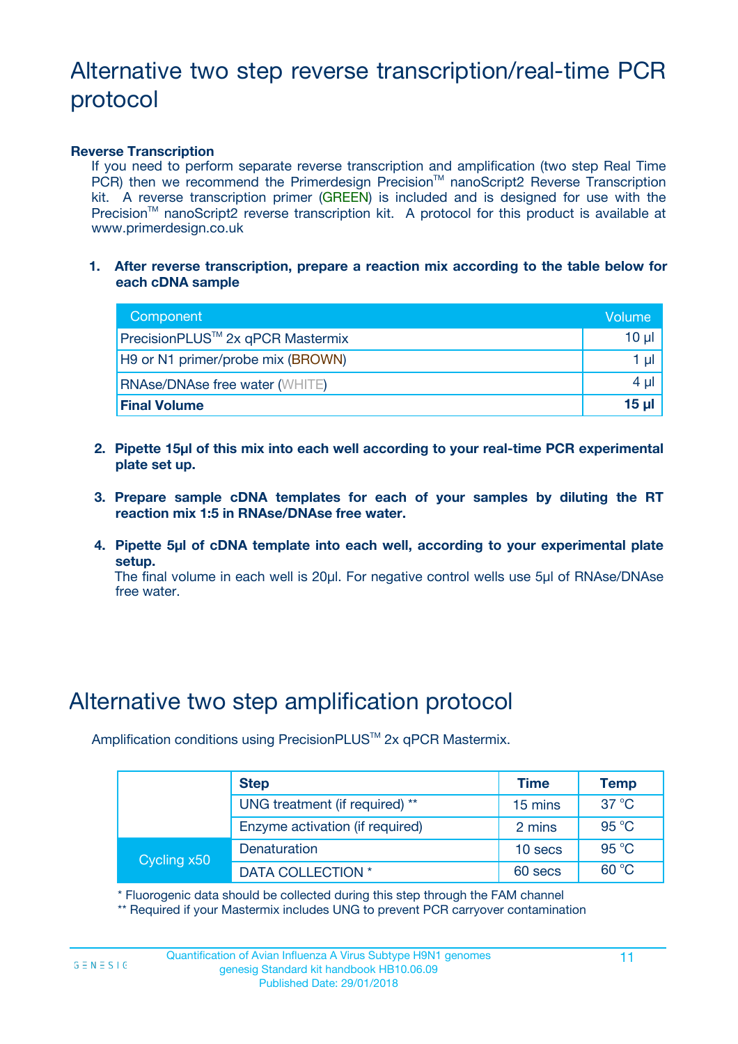# Alternative two step reverse transcription/real-time PCR protocol

**Reverse Transcription**

If you need to perform separate reverse transcription and amplification (two step Real Time PCR) then we recommend the Primerdesign Precision™ nanoScript2 Reverse Transcription kit. A reverse transcription primer (GREEN) is included and is designed for use with the Precision™ nanoScript2 reverse transcription kit. A protocol for this product is available at www.primerdesign.co.uk

1. **After reverse transcription, prepare a reaction mix according to the table below for each cDNA sample**

| Component | Volume |
|---|---|
| PrecisionPLUS™ 2x qPCR Mastermix | 10 µl |
| H9 or N1 primer/probe mix (BROWN) | 1 µl |
| RNAse/DNAse free water (WHITE) | 4 µl |
| **Final Volume** | **15 µl** |

2. **Pipette 15µl of this mix into each well according to your real-time PCR experimental plate set up.**

3. **Prepare sample cDNA templates for each of your samples by diluting the RT reaction mix 1:5 in RNAse/DNAse free water.**

4. **Pipette 5µl of cDNA template into each well, according to your experimental plate setup.**
   The final volume in each well is 20µl. For negative control wells use 5µl of RNAse/DNAse free water.

# Alternative two step amplification protocol

Amplification conditions using PrecisionPLUS™ 2x qPCR Mastermix.

| | Step | Time | Temp |
|---|---|---|---|
| | UNG treatment (if required) ** | 15 mins | 37 °C |
| | Enzyme activation (if required) | 2 mins | 95 °C |
| Cycling x50 | Denaturation | 10 secs | 95 °C |
| | DATA COLLECTION * | 60 secs | 60 °C |

\* Fluorogenic data should be collected during this step through the FAM channel

\*\* Required if your Mastermix includes UNG to prevent PCR carryover contamination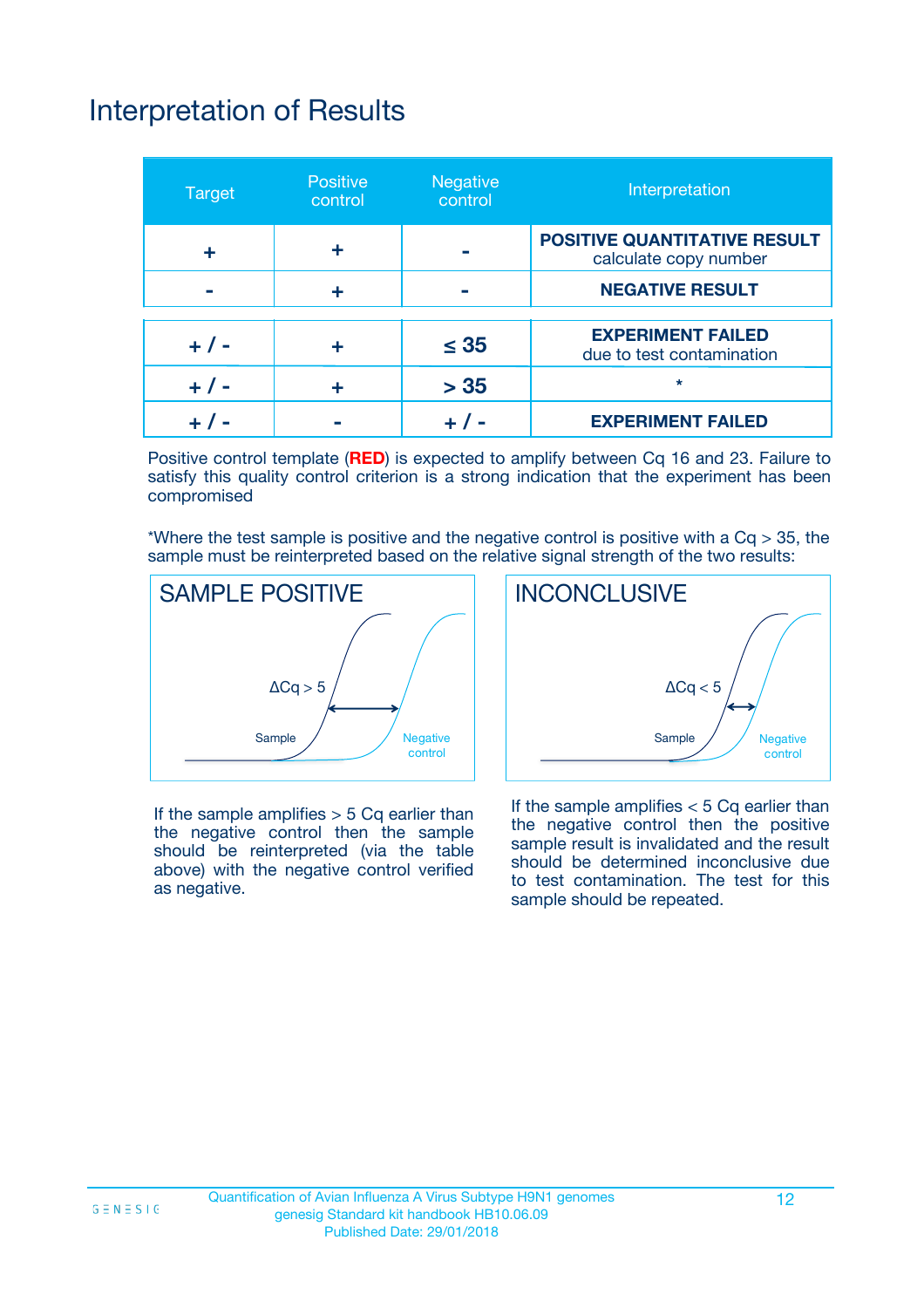# Interpretation of Results

| Target | Positive control | Negative control | Interpretation |
|---|---|---|---|
| + | + | - | **POSITIVE QUANTITATIVE RESULT** calculate copy number |
| - | + | - | **NEGATIVE RESULT** |
| + / - | + | ≤ 35 | **EXPERIMENT FAILED** due to test contamination |
| + / - | + | > 35 | * |
| + / - | - | + / - | **EXPERIMENT FAILED** |

Positive control template (**RED**) is expected to amplify between Cq 16 and 23. Failure to satisfy this quality control criterion is a strong indication that the experiment has been compromised

*Where the test sample is positive and the negative control is positive with a Cq > 35, the sample must be reinterpreted based on the relative signal strength of the two results:

SAMPLE POSITIVE

ΔCq > 5

Sample

Negative control

If the sample amplifies > 5 Cq earlier than the negative control then the sample should be reinterpreted (via the table above) with the negative control verified as negative.

INCONCLUSIVE

ΔCq < 5

Sample

Negative control

If the sample amplifies < 5 Cq earlier than the negative control then the positive sample result is invalidated and the result should be determined inconclusive due to test contamination. The test for this sample should be repeated.